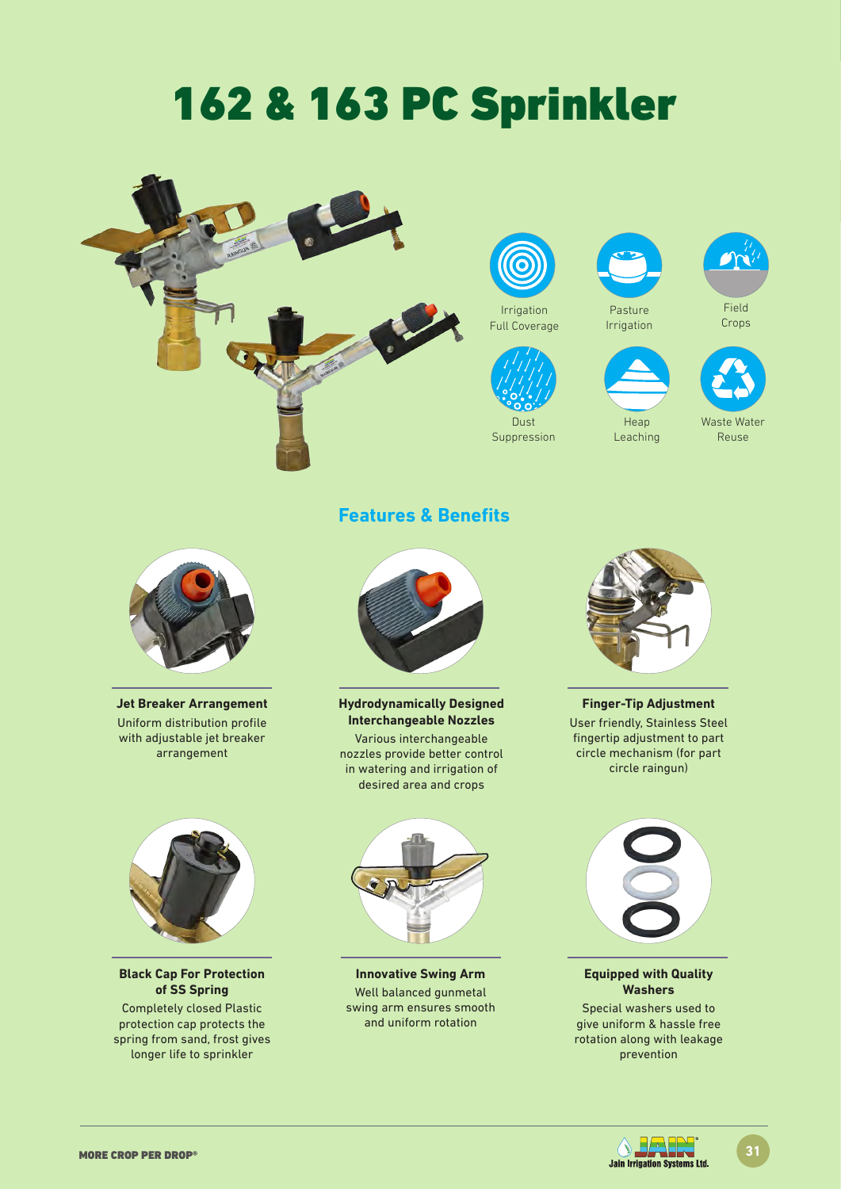# 162 & 163 PC Sprinkler

Irrigation Full Coverage

Pasture Irrigation

Field Crops

Dust Suppression

Heap Leaching

Waste Water Reuse

## Features & Benefits

**Jet Breaker Arrangement**

Uniform distribution profile with adjustable jet breaker arrangement

**Hydrodynamically Designed Interchangeable Nozzles**

Various interchangeable nozzles provide better control in watering and irrigation of desired area and crops

**Finger-Tip Adjustment**

User friendly, Stainless Steel fingertip adjustment to part circle mechanism (for part circle raingun)

**Black Cap For Protection of SS Spring**

Completely closed Plastic protection cap protects the spring from sand, frost gives longer life to sprinkler

**Innovative Swing Arm**

Well balanced gunmetal swing arm ensures smooth and uniform rotation

**Equipped with Quality Washers**

Special washers used to give uniform & hassle free rotation along with leakage prevention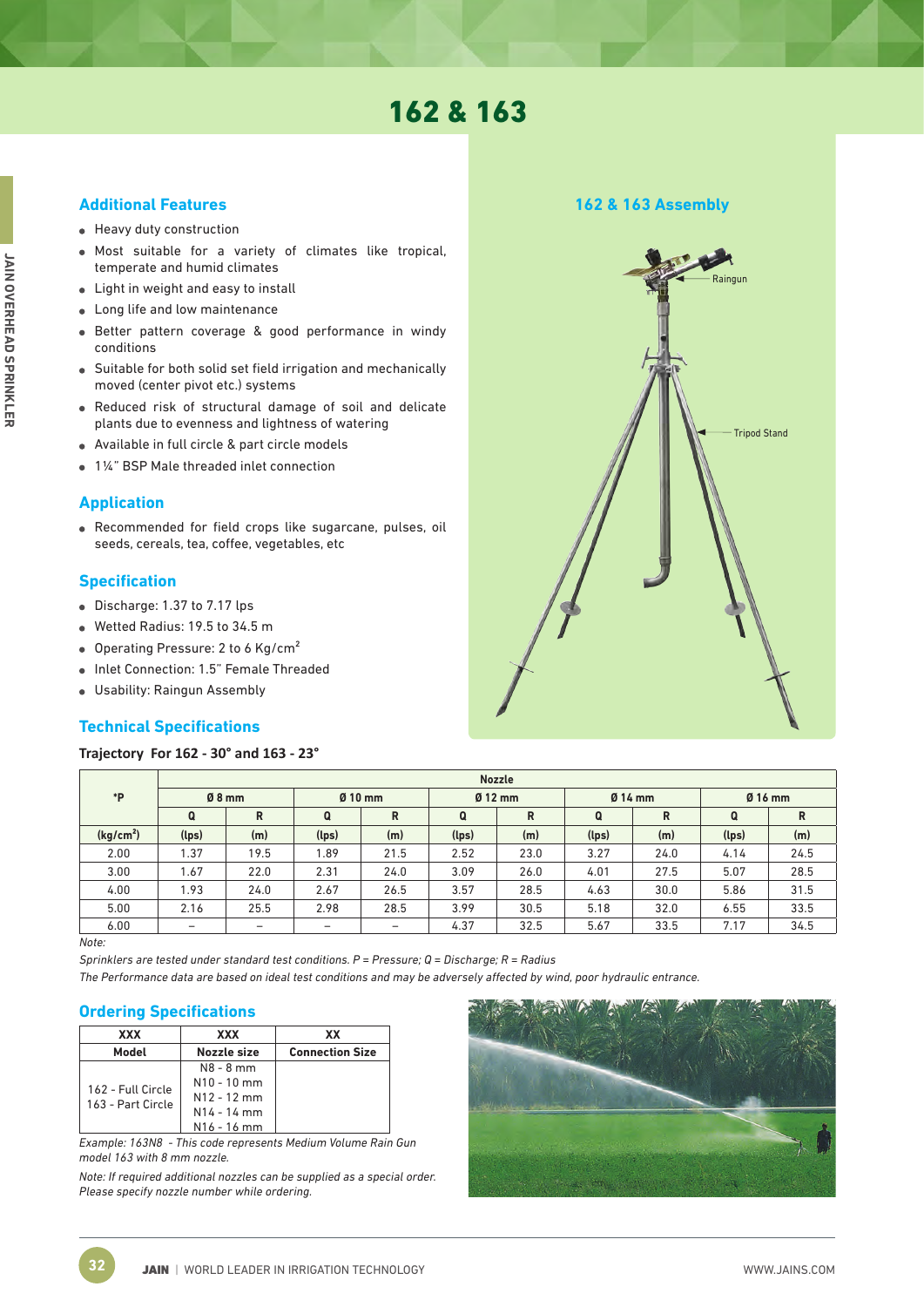# 162 & 163

## Additional Features

- Heavy duty construction
- Most suitable for a variety of climates like tropical, temperate and humid climates
- Light in weight and easy to install
- Long life and low maintenance
- Better pattern coverage & good performance in windy conditions
- Suitable for both solid set field irrigation and mechanically moved (center pivot etc.) systems
- Reduced risk of structural damage of soil and delicate plants due to evenness and lightness of watering
- Available in full circle & part circle models
- 1¼" BSP Male threaded inlet connection

## Application

- Recommended for field crops like sugarcane, pulses, oil seeds, cereals, tea, coffee, vegetables, etc

## Specification

- Discharge: 1.37 to 7.17 lps
- Wetted Radius: 19.5 to 34.5 m
- Operating Pressure: 2 to 6 Kg/cm$^2$
- Inlet Connection: 1.5" Female Threaded
- Usability: Raingun Assembly

## 162 & 163 Assembly

Raingun

Tripod Stand

## Technical Specifications

**Trajectory For 162 - 30° and 163 - 23°**

| *P | Nozzle | | | | | | | | | |
|---|---|---|---|---|---|---|---|---|---|---|
| | Ø 8 mm | | Ø 10 mm | | Ø 12 mm | | Ø 14 mm | | Ø 16 mm | |
| | Q | R | Q | R | Q | R | Q | R | Q | R |
| (kg/cm$^2$) | (lps) | (m) | (lps) | (m) | (lps) | (m) | (lps) | (m) | (lps) | (m) |
| 2.00 | 1.37 | 19.5 | 1.89 | 21.5 | 2.52 | 23.0 | 3.27 | 24.0 | 4.14 | 24.5 |
| 3.00 | 1.67 | 22.0 | 2.31 | 24.0 | 3.09 | 26.0 | 4.01 | 27.5 | 5.07 | 28.5 |
| 4.00 | 1.93 | 24.0 | 2.67 | 26.5 | 3.57 | 28.5 | 4.63 | 30.0 | 5.86 | 31.5 |
| 5.00 | 2.16 | 25.5 | 2.98 | 28.5 | 3.99 | 30.5 | 5.18 | 32.0 | 6.55 | 33.5 |
| 6.00 | – | – | – | – | 4.37 | 32.5 | 5.67 | 33.5 | 7.17 | 34.5 |

*Note:*

*Sprinklers are tested under standard test conditions. P = Pressure; Q = Discharge; R = Radius*

*The Performance data are based on ideal test conditions and may be adversely affected by wind, poor hydraulic entrance.*

## Ordering Specifications

| XXX | XXX | XX |
|---|---|---|
| Model | Nozzle size | Connection Size |
| 162 - Full Circle<br>163 - Part Circle | N8 - 8 mm<br>N10 - 10 mm<br>N12 - 12 mm<br>N14 - 14 mm<br>N16 - 16 mm | |

*Example: 163N8 - This code represents Medium Volume Rain Gun model 163 with 8 mm nozzle.*

*Note: If required additional nozzles can be supplied as a special order. Please specify nozzle number while ordering.*